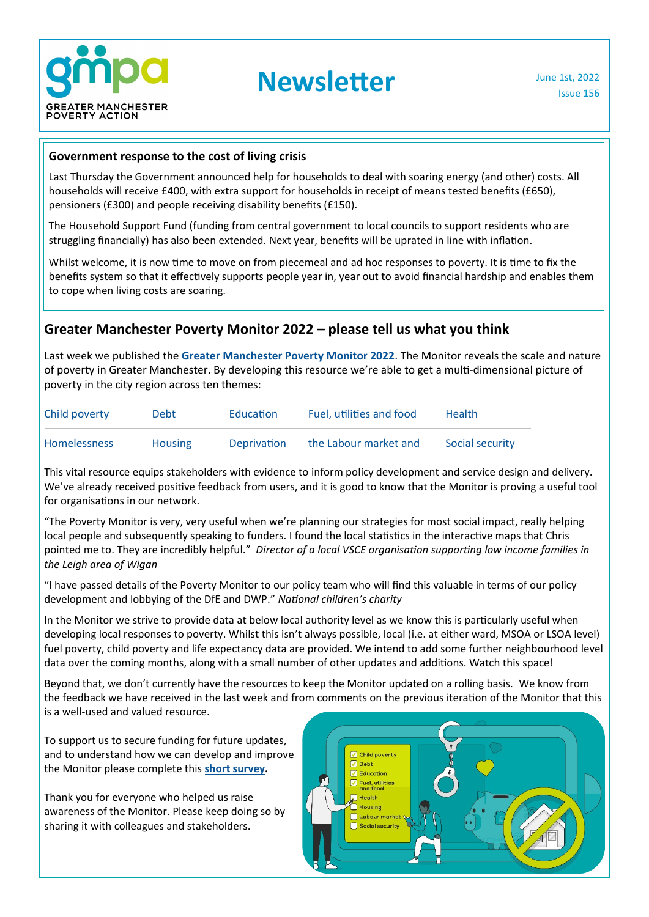GREATER MANCHESTER POVERTY ACTION

# Newsletter

June 1st, 2022
Issue 156

## Government response to the cost of living crisis

Last Thursday the Government announced help for households to deal with soaring energy (and other) costs. All households will receive £400, with extra support for households in receipt of means tested benefits (£650), pensioners (£300) and people receiving disability benefits (£150).

The Household Support Fund (funding from central government to local councils to support residents who are struggling financially) has also been extended. Next year, benefits will be uprated in line with inflation.

Whilst welcome, it is now time to move on from piecemeal and ad hoc responses to poverty. It is time to fix the benefits system so that it effectively supports people year in, year out to avoid financial hardship and enables them to cope when living costs are soaring.

## Greater Manchester Poverty Monitor 2022 – please tell us what you think

Last week we published the **Greater Manchester Poverty Monitor 2022**. The Monitor reveals the scale and nature of poverty in Greater Manchester. By developing this resource we're able to get a multi-dimensional picture of poverty in the city region across ten themes:

| Child poverty | Debt | Education | Fuel, utilities and food | Health |
|---|---|---|---|---|
| Homelessness | Housing | Deprivation | the Labour market and | Social security |

This vital resource equips stakeholders with evidence to inform policy development and service design and delivery. We've already received positive feedback from users, and it is good to know that the Monitor is proving a useful tool for organisations in our network.

"The Poverty Monitor is very, very useful when we're planning our strategies for most social impact, really helping local people and subsequently speaking to funders. I found the local statistics in the interactive maps that Chris pointed me to. They are incredibly helpful." *Director of a local VSCE organisation supporting low income families in the Leigh area of Wigan*

"I have passed details of the Poverty Monitor to our policy team who will find this valuable in terms of our policy development and lobbying of the DfE and DWP." *National children's charity*

In the Monitor we strive to provide data at below local authority level as we know this is particularly useful when developing local responses to poverty. Whilst this isn't always possible, local (i.e. at either ward, MSOA or LSOA level) fuel poverty, child poverty and life expectancy data are provided. We intend to add some further neighbourhood level data over the coming months, along with a small number of other updates and additions. Watch this space!

Beyond that, we don't currently have the resources to keep the Monitor updated on a rolling basis. We know from the feedback we have received in the last week and from comments on the previous iteration of the Monitor that this is a well-used and valued resource.

To support us to secure funding for future updates, and to understand how we can develop and improve the Monitor please complete this **short survey.**

Thank you for everyone who helped us raise awareness of the Monitor. Please keep doing so by sharing it with colleagues and stakeholders.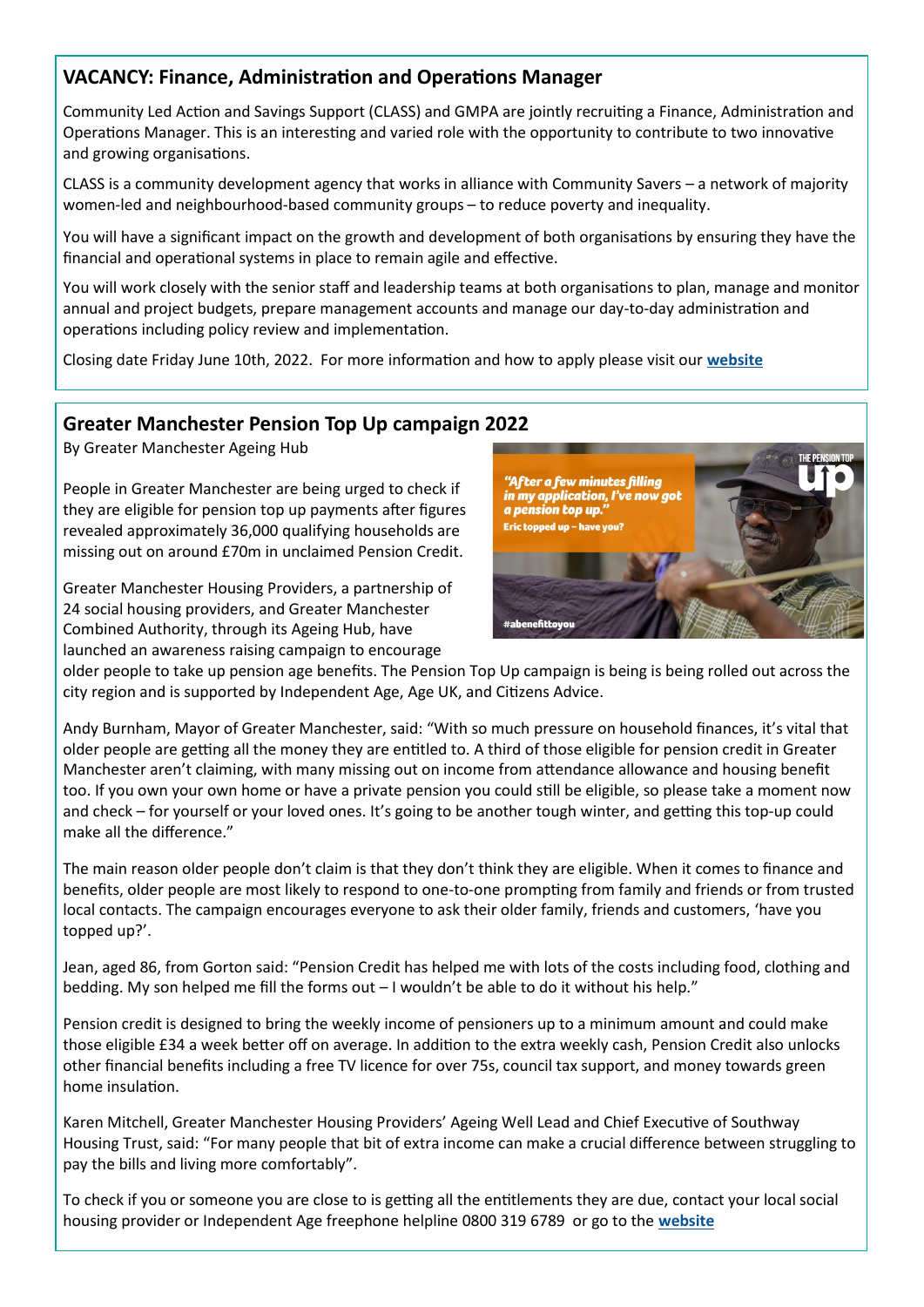## VACANCY: Finance, Administration and Operations Manager

Community Led Action and Savings Support (CLASS) and GMPA are jointly recruiting a Finance, Administration and Operations Manager. This is an interesting and varied role with the opportunity to contribute to two innovative and growing organisations.

CLASS is a community development agency that works in alliance with Community Savers – a network of majority women-led and neighbourhood-based community groups – to reduce poverty and inequality.

You will have a significant impact on the growth and development of both organisations by ensuring they have the financial and operational systems in place to remain agile and effective.

You will work closely with the senior staff and leadership teams at both organisations to plan, manage and monitor annual and project budgets, prepare management accounts and manage our day-to-day administration and operations including policy review and implementation.

Closing date Friday June 10th, 2022. For more information and how to apply please visit our **website**

## Greater Manchester Pension Top Up campaign 2022

By Greater Manchester Ageing Hub

People in Greater Manchester are being urged to check if they are eligible for pension top up payments after figures revealed approximately 36,000 qualifying households are missing out on around £70m in unclaimed Pension Credit.

Greater Manchester Housing Providers, a partnership of 24 social housing providers, and Greater Manchester Combined Authority, through its Ageing Hub, have launched an awareness raising campaign to encourage older people to take up pension age benefits. The Pension Top Up campaign is being is being rolled out across the city region and is supported by Independent Age, Age UK, and Citizens Advice.

Andy Burnham, Mayor of Greater Manchester, said: "With so much pressure on household finances, it's vital that older people are getting all the money they are entitled to. A third of those eligible for pension credit in Greater Manchester aren't claiming, with many missing out on income from attendance allowance and housing benefit too. If you own your own home or have a private pension you could still be eligible, so please take a moment now and check – for yourself or your loved ones. It's going to be another tough winter, and getting this top-up could make all the difference."

The main reason older people don't claim is that they don't think they are eligible. When it comes to finance and benefits, older people are most likely to respond to one-to-one prompting from family and friends or from trusted local contacts. The campaign encourages everyone to ask their older family, friends and customers, 'have you topped up?'.

Jean, aged 86, from Gorton said: "Pension Credit has helped me with lots of the costs including food, clothing and bedding. My son helped me fill the forms out – I wouldn't be able to do it without his help."

Pension credit is designed to bring the weekly income of pensioners up to a minimum amount and could make those eligible £34 a week better off on average. In addition to the extra weekly cash, Pension Credit also unlocks other financial benefits including a free TV licence for over 75s, council tax support, and money towards green home insulation.

Karen Mitchell, Greater Manchester Housing Providers' Ageing Well Lead and Chief Executive of Southway Housing Trust, said: "For many people that bit of extra income can make a crucial difference between struggling to pay the bills and living more comfortably".

To check if you or someone you are close to is getting all the entitlements they are due, contact your local social housing provider or Independent Age freephone helpline 0800 319 6789 or go to the **website**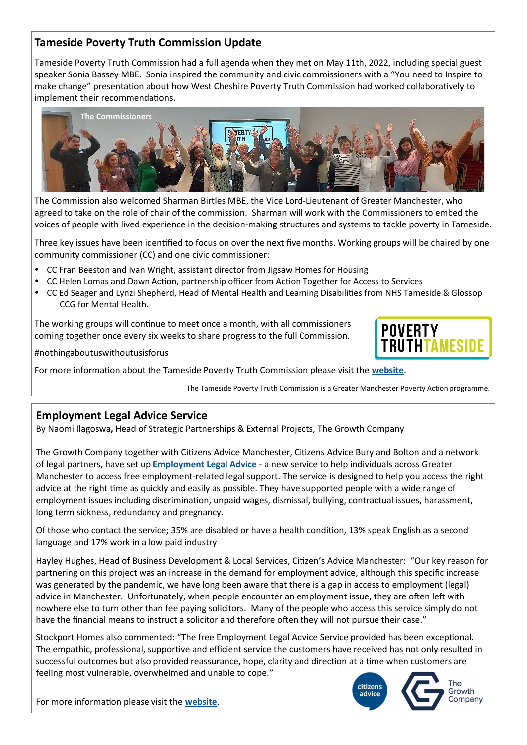## Tameside Poverty Truth Commission Update

Tameside Poverty Truth Commission had a full agenda when they met on May 11th, 2022, including special guest speaker Sonia Bassey MBE. Sonia inspired the community and civic commissioners with a "You need to Inspire to make change" presentation about how West Cheshire Poverty Truth Commission had worked collaboratively to implement their recommendations.

The Commissioners

The Commission also welcomed Sharman Birtles MBE, the Vice Lord-Lieutenant of Greater Manchester, who agreed to take on the role of chair of the commission. Sharman will work with the Commissioners to embed the voices of people with lived experience in the decision-making structures and systems to tackle poverty in Tameside.

Three key issues have been identified to focus on over the next five months. Working groups will be chaired by one community commissioner (CC) and one civic commissioner:

- CC Fran Beeston and Ivan Wright, assistant director from Jigsaw Homes for Housing
- CC Helen Lomas and Dawn Action, partnership officer from Action Together for Access to Services
- CC Ed Seager and Lynzi Shepherd, Head of Mental Health and Learning Disabilities from NHS Tameside & Glossop CCG for Mental Health.

The working groups will continue to meet once a month, with all commissioners coming together once every six weeks to share progress to the full Commission.

POVERTY TRUTH TAMESIDE

#nothingaboutuswithoutusisforus

For more information about the Tameside Poverty Truth Commission please visit the **website**.

The Tameside Poverty Truth Commission is a Greater Manchester Poverty Action programme.

## Employment Legal Advice Service

By Naomi Ilagoswa**,** Head of Strategic Partnerships & External Projects, The Growth Company

The Growth Company together with Citizens Advice Manchester, Citizens Advice Bury and Bolton and a network of legal partners, have set up **Employment Legal Advice** - a new service to help individuals across Greater Manchester to access free employment-related legal support. The service is designed to help you access the right advice at the right time as quickly and easily as possible. They have supported people with a wide range of employment issues including discrimination, unpaid wages, dismissal, bullying, contractual issues, harassment, long term sickness, redundancy and pregnancy.

Of those who contact the service; 35% are disabled or have a health condition, 13% speak English as a second language and 17% work in a low paid industry

Hayley Hughes, Head of Business Development & Local Services, Citizen's Advice Manchester: "Our key reason for partnering on this project was an increase in the demand for employment advice, although this specific increase was generated by the pandemic, we have long been aware that there is a gap in access to employment (legal) advice in Manchester. Unfortunately, when people encounter an employment issue, they are often left with nowhere else to turn other than fee paying solicitors. Many of the people who access this service simply do not have the financial means to instruct a solicitor and therefore often they will not pursue their case."

Stockport Homes also commented: "The free Employment Legal Advice Service provided has been exceptional. The empathic, professional, supportive and efficient service the customers have received has not only resulted in successful outcomes but also provided reassurance, hope, clarity and direction at a time when customers are feeling most vulnerable, overwhelmed and unable to cope."

citizens advice

The Growth Company

For more information please visit the **website**.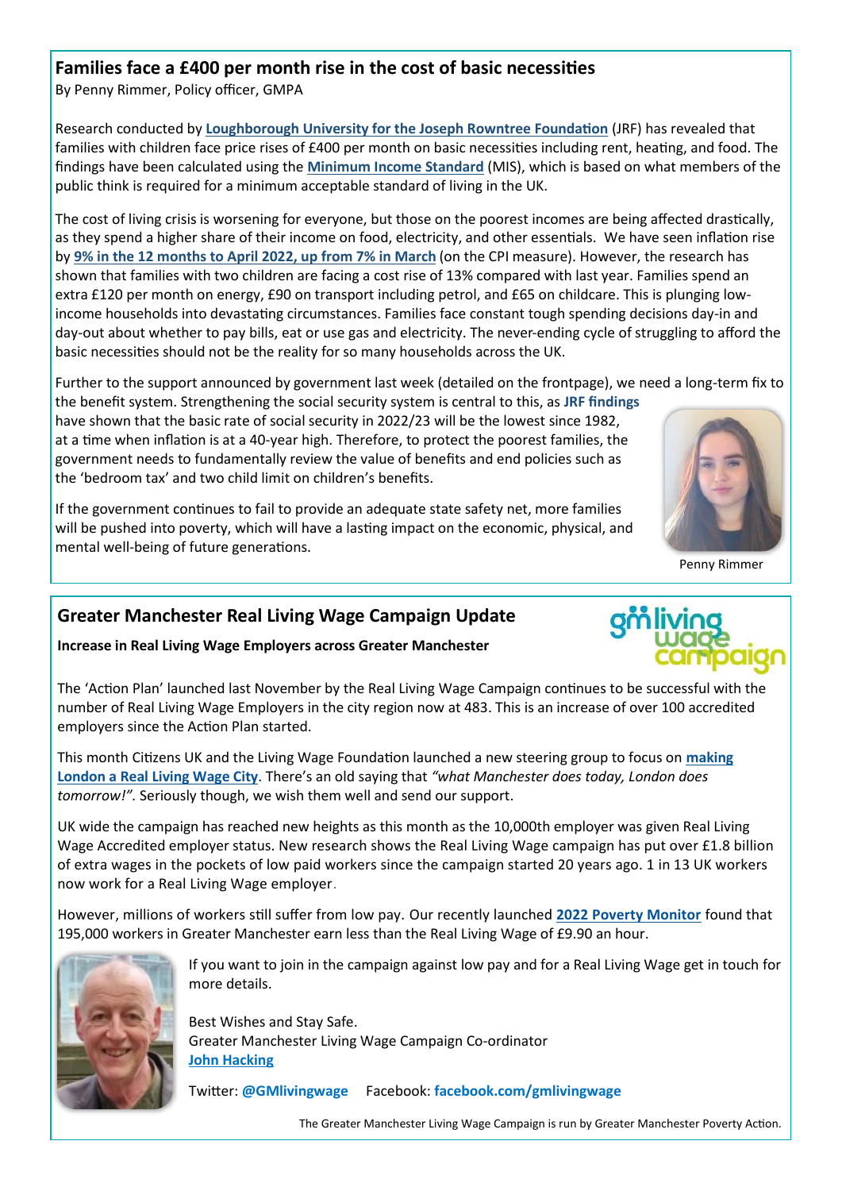## Families face a £400 per month rise in the cost of basic necessities

By Penny Rimmer, Policy officer, GMPA

Research conducted by **Loughborough University for the Joseph Rowntree Foundation** (JRF) has revealed that families with children face price rises of £400 per month on basic necessities including rent, heating, and food. The findings have been calculated using the **Minimum Income Standard** (MIS), which is based on what members of the public think is required for a minimum acceptable standard of living in the UK.

The cost of living crisis is worsening for everyone, but those on the poorest incomes are being affected drastically, as they spend a higher share of their income on food, electricity, and other essentials. We have seen inflation rise by **9% in the 12 months to April 2022, up from 7% in March** (on the CPI measure). However, the research has shown that families with two children are facing a cost rise of 13% compared with last year. Families spend an extra £120 per month on energy, £90 on transport including petrol, and £65 on childcare. This is plunging low-income households into devastating circumstances. Families face constant tough spending decisions day-in and day-out about whether to pay bills, eat or use gas and electricity. The never-ending cycle of struggling to afford the basic necessities should not be the reality for so many households across the UK.

Further to the support announced by government last week (detailed on the frontpage), we need a long-term fix to the benefit system. Strengthening the social security system is central to this, as **JRF findings** have shown that the basic rate of social security in 2022/23 will be the lowest since 1982, at a time when inflation is at a 40-year high. Therefore, to protect the poorest families, the government needs to fundamentally review the value of benefits and end policies such as the 'bedroom tax' and two child limit on children's benefits.

If the government continues to fail to provide an adequate state safety net, more families will be pushed into poverty, which will have a lasting impact on the economic, physical, and mental well-being of future generations.

Penny Rimmer

## Greater Manchester Real Living Wage Campaign Update

**Increase in Real Living Wage Employers across Greater Manchester**

The 'Action Plan' launched last November by the Real Living Wage Campaign continues to be successful with the number of Real Living Wage Employers in the city region now at 483. This is an increase of over 100 accredited employers since the Action Plan started.

This month Citizens UK and the Living Wage Foundation launched a new steering group to focus on **making London a Real Living Wage City**. There's an old saying that *"what Manchester does today, London does tomorrow!".* Seriously though, we wish them well and send our support.

UK wide the campaign has reached new heights as this month as the 10,000th employer was given Real Living Wage Accredited employer status. New research shows the Real Living Wage campaign has put over £1.8 billion of extra wages in the pockets of low paid workers since the campaign started 20 years ago. 1 in 13 UK workers now work for a Real Living Wage employer.

However, millions of workers still suffer from low pay. Our recently launched **2022 Poverty Monitor** found that 195,000 workers in Greater Manchester earn less than the Real Living Wage of £9.90 an hour.

If you want to join in the campaign against low pay and for a Real Living Wage get in touch for more details.

Best Wishes and Stay Safe.
Greater Manchester Living Wage Campaign Co-ordinator
**John Hacking**

Twitter: **@GMlivingwage** Facebook: **facebook.com/gmlivingwage**

The Greater Manchester Living Wage Campaign is run by Greater Manchester Poverty Action.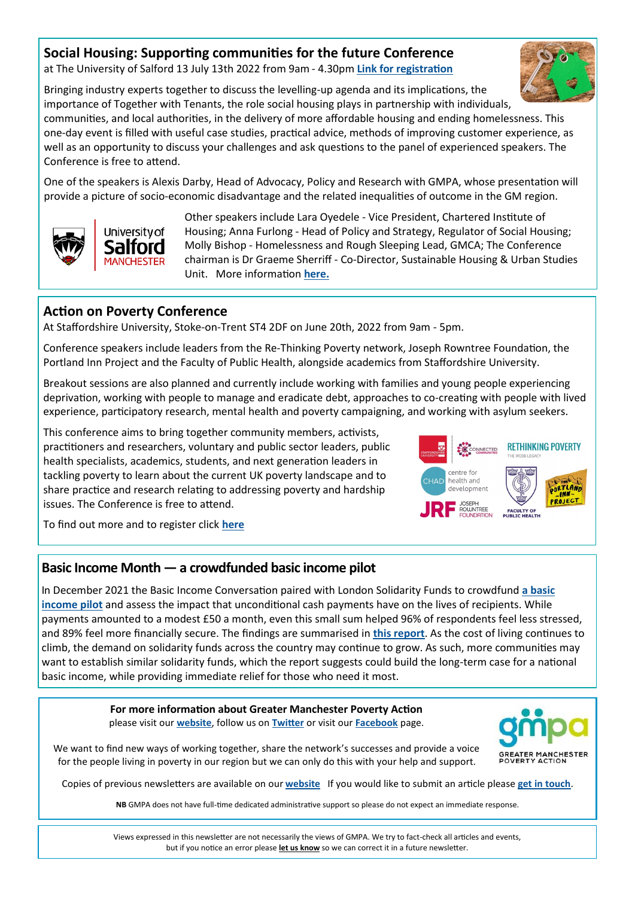## Social Housing: Supporting communities for the future Conference

at The University of Salford 13 July 13th 2022 from 9am - 4.30pm **Link for registration**

Bringing industry experts together to discuss the levelling-up agenda and its implications, the importance of Together with Tenants, the role social housing plays in partnership with individuals, communities, and local authorities, in the delivery of more affordable housing and ending homelessness. This one-day event is filled with useful case studies, practical advice, methods of improving customer experience, as well as an opportunity to discuss your challenges and ask questions to the panel of experienced speakers. The Conference is free to attend.

One of the speakers is Alexis Darby, Head of Advocacy, Policy and Research with GMPA, whose presentation will provide a picture of socio-economic disadvantage and the related inequalities of outcome in the GM region.

Other speakers include Lara Oyedele - Vice President, Chartered Institute of Housing; Anna Furlong - Head of Policy and Strategy, Regulator of Social Housing; Molly Bishop - Homelessness and Rough Sleeping Lead, GMCA; The Conference chairman is Dr Graeme Sherriff - Co-Director, Sustainable Housing & Urban Studies Unit. More information **here.**

## Action on Poverty Conference

At Staffordshire University, Stoke-on-Trent ST4 2DF on June 20th, 2022 from 9am - 5pm.

Conference speakers include leaders from the Re-Thinking Poverty network, Joseph Rowntree Foundation, the Portland Inn Project and the Faculty of Public Health, alongside academics from Staffordshire University.

Breakout sessions are also planned and currently include working with families and young people experiencing deprivation, working with people to manage and eradicate debt, approaches to co-creating with people with lived experience, participatory research, mental health and poverty campaigning, and working with asylum seekers.

This conference aims to bring together community members, activists, practitioners and researchers, voluntary and public sector leaders, public health specialists, academics, students, and next generation leaders in tackling poverty to learn about the current UK poverty landscape and to share practice and research relating to addressing poverty and hardship issues. The Conference is free to attend.

To find out more and to register click **here**

## Basic Income Month — a crowdfunded basic income pilot

In December 2021 the Basic Income Conversation paired with London Solidarity Funds to crowdfund **a basic income pilot** and assess the impact that unconditional cash payments have on the lives of recipients. While payments amounted to a modest £50 a month, even this small sum helped 96% of respondents feel less stressed, and 89% feel more financially secure. The findings are summarised in **this report**. As the cost of living continues to climb, the demand on solidarity funds across the country may continue to grow. As such, more communities may want to establish similar solidarity funds, which the report suggests could build the long-term case for a national basic income, while providing immediate relief for those who need it most.

**For more information about Greater Manchester Poverty Action**
please visit our **website**, follow us on **Twitter** or visit our **Facebook** page.

We want to find new ways of working together, share the network's successes and provide a voice for the people living in poverty in our region but we can only do this with your help and support.

Copies of previous newsletters are available on our **website** If you would like to submit an article please **get in touch**.

**NB** GMPA does not have full-time dedicated administrative support so please do not expect an immediate response.

Views expressed in this newsletter are not necessarily the views of GMPA. We try to fact-check all articles and events, but if you notice an error please **let us know** so we can correct it in a future newsletter.